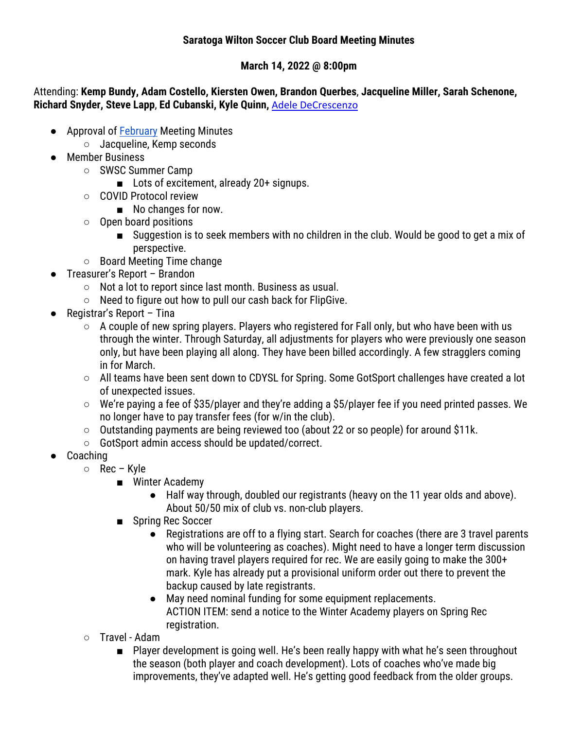**Saratoga Wilton Soccer Club Board Meeting Minutes**

**March 14, 2022 @ 8:00pm**

Attending: **Kemp Bundy, Adam Costello, Kiersten Owen, Brandon Querbes**, **Jacqueline Miller, Sarah Schenone, Richard Snyder, Steve Lapp**, **Ed Cubanski, Kyle Quinn,** Adele DeCrescenzo

- Approval of February Meeting Minutes
  - Jacqueline, Kemp seconds
- Member Business
  - SWSC Summer Camp
    - Lots of excitement, already 20+ signups.
  - COVID Protocol review
    - No changes for now.
  - Open board positions
    - Suggestion is to seek members with no children in the club. Would be good to get a mix of perspective.
  - Board Meeting Time change
- Treasurer's Report – Brandon
  - Not a lot to report since last month. Business as usual.
  - Need to figure out how to pull our cash back for FlipGive.
- Registrar's Report – Tina
  - A couple of new spring players. Players who registered for Fall only, but who have been with us through the winter. Through Saturday, all adjustments for players who were previously one season only, but have been playing all along. They have been billed accordingly. A few stragglers coming in for March.
  - All teams have been sent down to CDYSL for Spring. Some GotSport challenges have created a lot of unexpected issues.
  - We're paying a fee of $35/player and they're adding a $5/player fee if you need printed passes. We no longer have to pay transfer fees (for w/in the club).
  - Outstanding payments are being reviewed too (about 22 or so people) for around $11k.
  - GotSport admin access should be updated/correct.
- Coaching
  - Rec – Kyle
    - Winter Academy
      - Half way through, doubled our registrants (heavy on the 11 year olds and above). About 50/50 mix of club vs. non-club players.
    - Spring Rec Soccer
      - Registrations are off to a flying start. Search for coaches (there are 3 travel parents who will be volunteering as coaches). Might need to have a longer term discussion on having travel players required for rec. We are easily going to make the 300+ mark. Kyle has already put a provisional uniform order out there to prevent the backup caused by late registrants.
      - May need nominal funding for some equipment replacements.
        ACTION ITEM: send a notice to the Winter Academy players on Spring Rec registration.
  - Travel - Adam
    - Player development is going well. He's been really happy with what he's seen throughout the season (both player and coach development). Lots of coaches who've made big improvements, they've adapted well. He's getting good feedback from the older groups.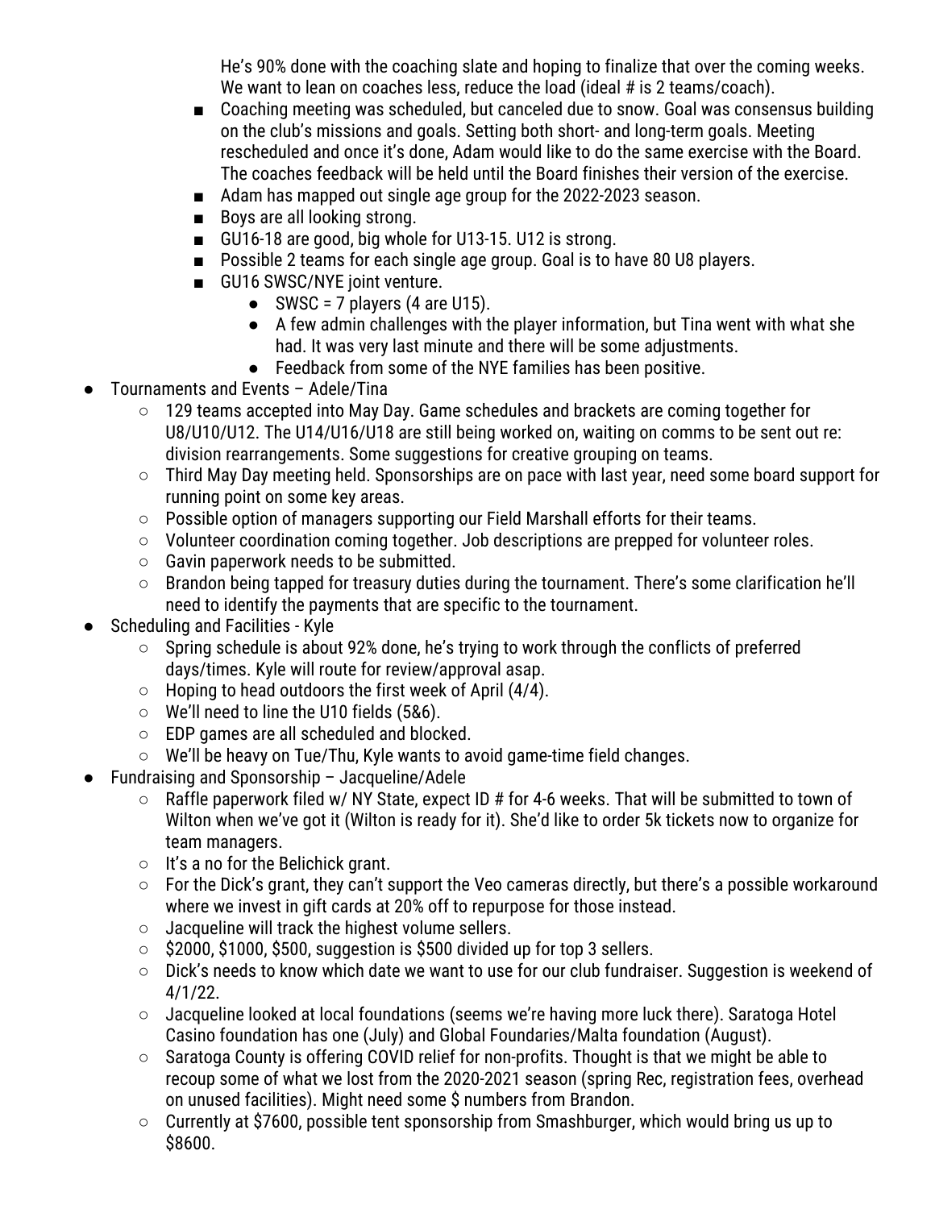He's 90% done with the coaching slate and hoping to finalize that over the coming weeks. We want to lean on coaches less, reduce the load (ideal # is 2 teams/coach).
    - Coaching meeting was scheduled, but canceled due to snow. Goal was consensus building on the club's missions and goals. Setting both short- and long-term goals. Meeting rescheduled and once it's done, Adam would like to do the same exercise with the Board. The coaches feedback will be held until the Board finishes their version of the exercise.
    - Adam has mapped out single age group for the 2022-2023 season.
    - Boys are all looking strong.
    - GU16-18 are good, big whole for U13-15. U12 is strong.
    - Possible 2 teams for each single age group. Goal is to have 80 U8 players.
    - GU16 SWSC/NYE joint venture.
      - SWSC = 7 players (4 are U15).
      - A few admin challenges with the player information, but Tina went with what she had. It was very last minute and there will be some adjustments.
      - Feedback from some of the NYE families has been positive.
- Tournaments and Events – Adele/Tina
  - 129 teams accepted into May Day. Game schedules and brackets are coming together for U8/U10/U12. The U14/U16/U18 are still being worked on, waiting on comms to be sent out re: division rearrangements. Some suggestions for creative grouping on teams.
  - Third May Day meeting held. Sponsorships are on pace with last year, need some board support for running point on some key areas.
  - Possible option of managers supporting our Field Marshall efforts for their teams.
  - Volunteer coordination coming together. Job descriptions are prepped for volunteer roles.
  - Gavin paperwork needs to be submitted.
  - Brandon being tapped for treasury duties during the tournament. There's some clarification he'll need to identify the payments that are specific to the tournament.
- Scheduling and Facilities - Kyle
  - Spring schedule is about 92% done, he's trying to work through the conflicts of preferred days/times. Kyle will route for review/approval asap.
  - Hoping to head outdoors the first week of April (4/4).
  - We'll need to line the U10 fields (5&6).
  - EDP games are all scheduled and blocked.
  - We'll be heavy on Tue/Thu, Kyle wants to avoid game-time field changes.
- Fundraising and Sponsorship – Jacqueline/Adele
  - Raffle paperwork filed w/ NY State, expect ID # for 4-6 weeks. That will be submitted to town of Wilton when we've got it (Wilton is ready for it). She'd like to order 5k tickets now to organize for team managers.
  - It's a no for the Belichick grant.
  - For the Dick's grant, they can't support the Veo cameras directly, but there's a possible workaround where we invest in gift cards at 20% off to repurpose for those instead.
  - Jacqueline will track the highest volume sellers.
  - $2000, $1000, $500, suggestion is $500 divided up for top 3 sellers.
  - Dick's needs to know which date we want to use for our club fundraiser. Suggestion is weekend of 4/1/22.
  - Jacqueline looked at local foundations (seems we're having more luck there). Saratoga Hotel Casino foundation has one (July) and Global Foundaries/Malta foundation (August).
  - Saratoga County is offering COVID relief for non-profits. Thought is that we might be able to recoup some of what we lost from the 2020-2021 season (spring Rec, registration fees, overhead on unused facilities). Might need some $ numbers from Brandon.
  - Currently at $7600, possible tent sponsorship from Smashburger, which would bring us up to $8600.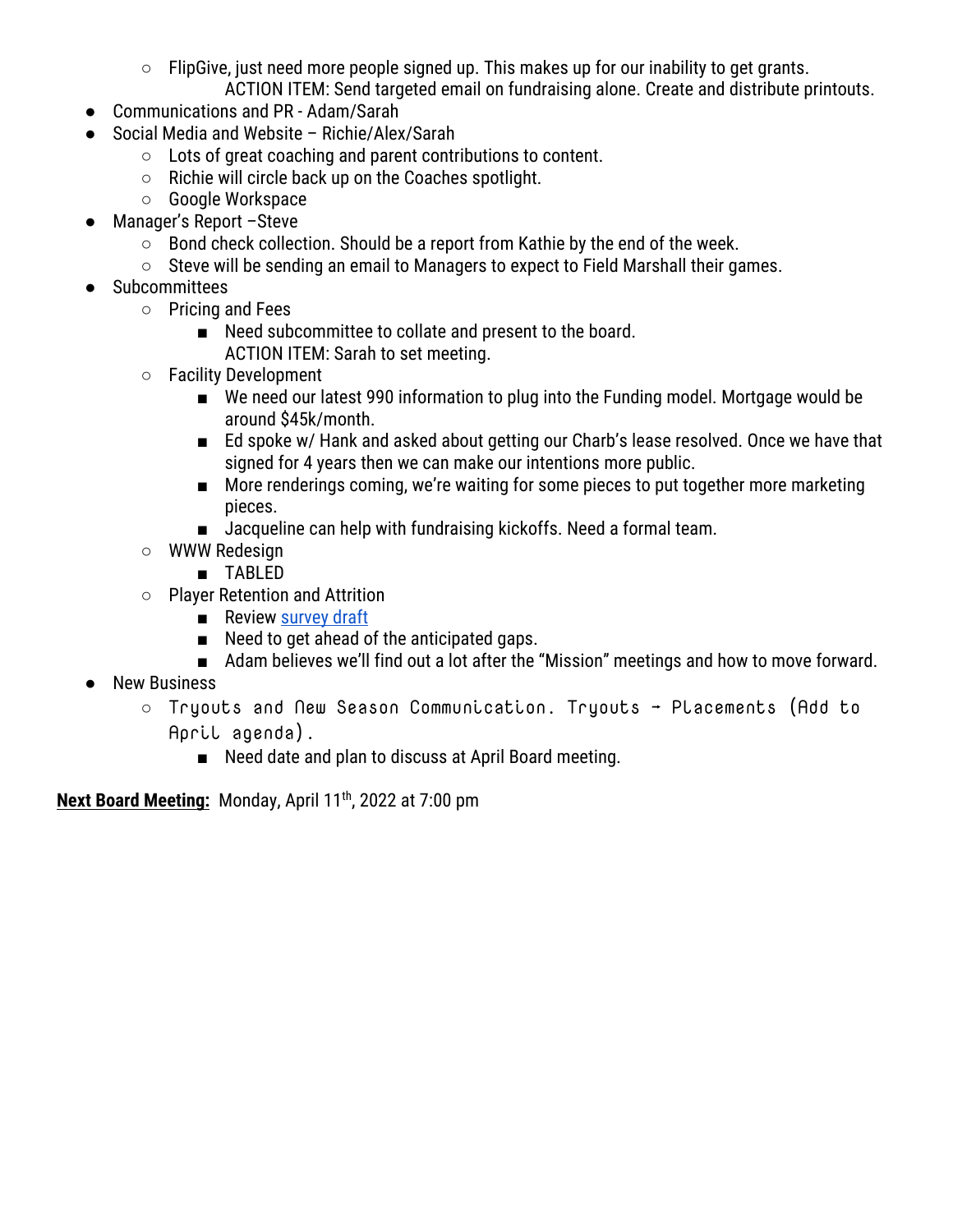- FlipGive, just need more people signed up. This makes up for our inability to get grants.
    ACTION ITEM: Send targeted email on fundraising alone. Create and distribute printouts.
- Communications and PR - Adam/Sarah
- Social Media and Website – Richie/Alex/Sarah
  - Lots of great coaching and parent contributions to content.
  - Richie will circle back up on the Coaches spotlight.
  - Google Workspace
- Manager's Report –Steve
  - Bond check collection. Should be a report from Kathie by the end of the week.
  - Steve will be sending an email to Managers to expect to Field Marshall their games.
- Subcommittees
  - Pricing and Fees
    - Need subcommittee to collate and present to the board.
      ACTION ITEM: Sarah to set meeting.
  - Facility Development
    - We need our latest 990 information to plug into the Funding model. Mortgage would be around $45k/month.
    - Ed spoke w/ Hank and asked about getting our Charb's lease resolved. Once we have that signed for 4 years then we can make our intentions more public.
    - More renderings coming, we're waiting for some pieces to put together more marketing pieces.
    - Jacqueline can help with fundraising kickoffs. Need a formal team.
  - WWW Redesign
    - TABLED
  - Player Retention and Attrition
    - Review survey draft
    - Need to get ahead of the anticipated gaps.
    - Adam believes we'll find out a lot after the "Mission" meetings and how to move forward.
- New Business
  - Tryouts and New Season Communication. Tryouts → Placements (Add to April agenda).
    - Need date and plan to discuss at April Board meeting.

**Next Board Meeting:** Monday, April 11th, 2022 at 7:00 pm